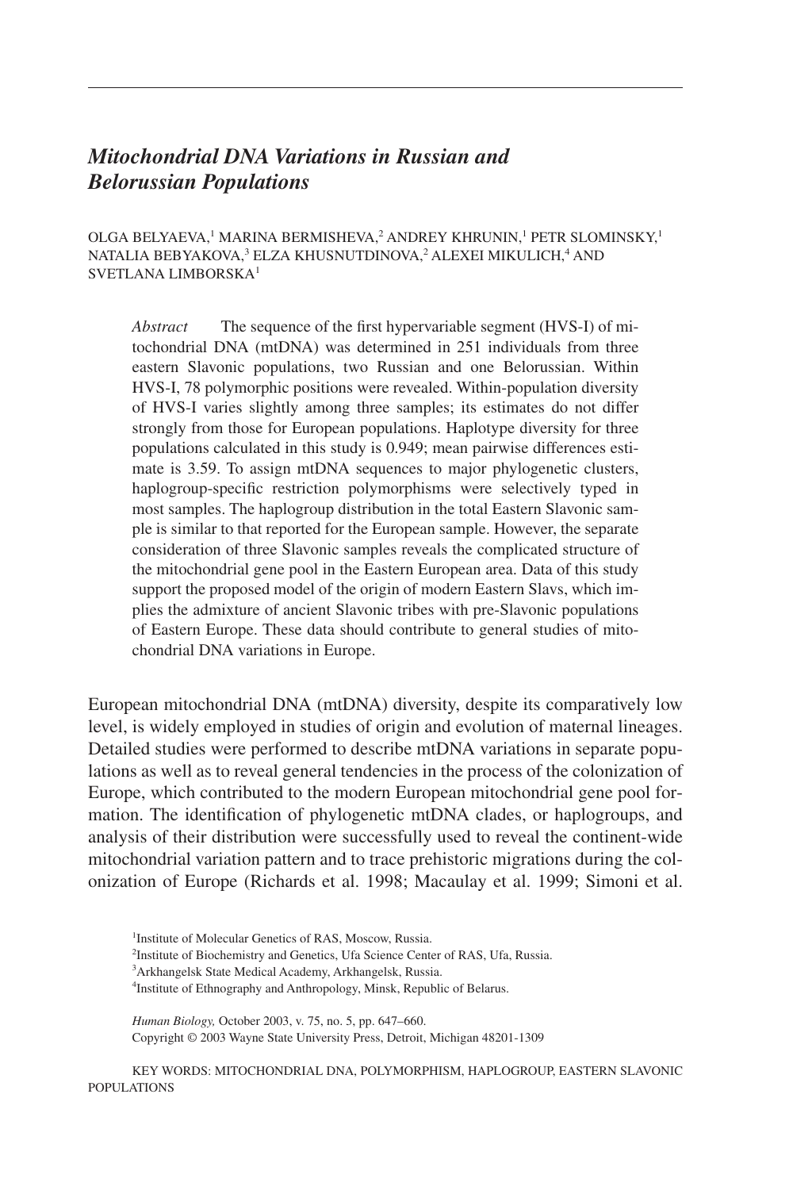# *Mitochondrial DNA Variations in Russian and Belorussian Populations*

OLGA BELYAEVA,[1] MARINA BERMISHEVA,[2] ANDREY KHRUNIN,[1] PETR SLOMINSKY,[1] NATALIA BEBYAKOVA,[3] ELZA KHUSNUTDINOVA,[2] ALEXEI MIKULICH,[4] AND SVETLANA LIMBORSKA[1]

*Abstract* The sequence of the first hypervariable segment (HVS-I) of mitochondrial DNA (mtDNA) was determined in 251 individuals from three eastern Slavonic populations, two Russian and one Belorussian. Within HVS-I, 78 polymorphic positions were revealed. Within-population diversity of HVS-I varies slightly among three samples; its estimates do not differ strongly from those for European populations. Haplotype diversity for three populations calculated in this study is 0.949; mean pairwise differences estimate is 3.59. To assign mtDNA sequences to major phylogenetic clusters, haplogroup-specific restriction polymorphisms were selectively typed in most samples. The haplogroup distribution in the total Eastern Slavonic sample is similar to that reported for the European sample. However, the separate consideration of three Slavonic samples reveals the complicated structure of the mitochondrial gene pool in the Eastern European area. Data of this study support the proposed model of the origin of modern Eastern Slavs, which implies the admixture of ancient Slavonic tribes with pre-Slavonic populations of Eastern Europe. These data should contribute to general studies of mitochondrial DNA variations in Europe.

European mitochondrial DNA (mtDNA) diversity, despite its comparatively low level, is widely employed in studies of origin and evolution of maternal lineages. Detailed studies were performed to describe mtDNA variations in separate populations as well as to reveal general tendencies in the process of the colonization of Europe, which contributed to the modern European mitochondrial gene pool formation. The identification of phylogenetic mtDNA clades, or haplogroups, and analysis of their distribution were successfully used to reveal the continent-wide mitochondrial variation pattern and to trace prehistoric migrations during the colonization of Europe (Richards et al. 1998; Macaulay et al. 1999; Simoni et al.

[1]Institute of Molecular Genetics of RAS, Moscow, Russia.
[2]Institute of Biochemistry and Genetics, Ufa Science Center of RAS, Ufa, Russia.
[3]Arkhangelsk State Medical Academy, Arkhangelsk, Russia.
[4]Institute of Ethnography and Anthropology, Minsk, Republic of Belarus.

*Human Biology,* October 2003, v. 75, no. 5, pp. 647–660.
Copyright © 2003 Wayne State University Press, Detroit, Michigan 48201-1309

KEY WORDS: MITOCHONDRIAL DNA, POLYMORPHISM, HAPLOGROUP, EASTERN SLAVONIC POPULATIONS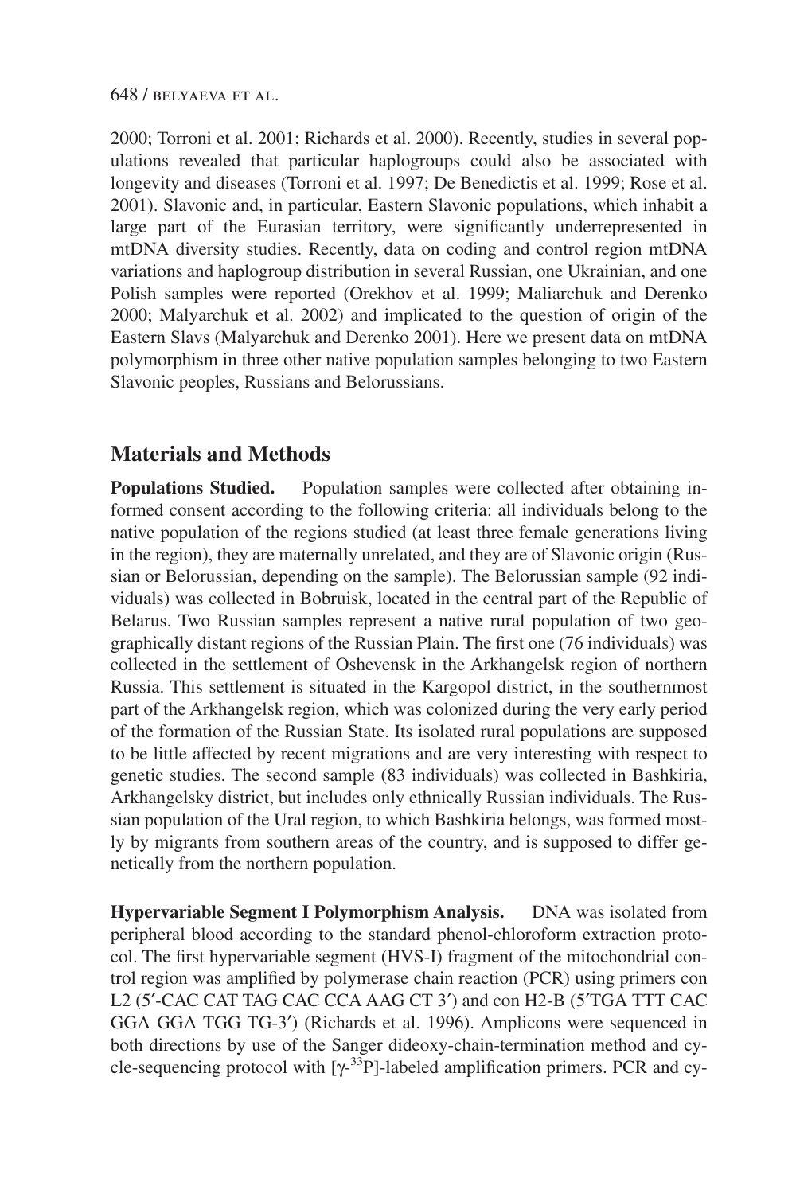2000; Torroni et al. 2001; Richards et al. 2000). Recently, studies in several populations revealed that particular haplogroups could also be associated with longevity and diseases (Torroni et al. 1997; De Benedictis et al. 1999; Rose et al. 2001). Slavonic and, in particular, Eastern Slavonic populations, which inhabit a large part of the Eurasian territory, were significantly underrepresented in mtDNA diversity studies. Recently, data on coding and control region mtDNA variations and haplogroup distribution in several Russian, one Ukrainian, and one Polish samples were reported (Orekhov et al. 1999; Maliarchuk and Derenko 2000; Malyarchuk et al. 2002) and implicated to the question of origin of the Eastern Slavs (Malyarchuk and Derenko 2001). Here we present data on mtDNA polymorphism in three other native population samples belonging to two Eastern Slavonic peoples, Russians and Belorussians.

## Materials and Methods

**Populations Studied.** Population samples were collected after obtaining informed consent according to the following criteria: all individuals belong to the native population of the regions studied (at least three female generations living in the region), they are maternally unrelated, and they are of Slavonic origin (Russian or Belorussian, depending on the sample). The Belorussian sample (92 individuals) was collected in Bobruisk, located in the central part of the Republic of Belarus. Two Russian samples represent a native rural population of two geographically distant regions of the Russian Plain. The first one (76 individuals) was collected in the settlement of Oshevensk in the Arkhangelsk region of northern Russia. This settlement is situated in the Kargopol district, in the southernmost part of the Arkhangelsk region, which was colonized during the very early period of the formation of the Russian State. Its isolated rural populations are supposed to be little affected by recent migrations and are very interesting with respect to genetic studies. The second sample (83 individuals) was collected in Bashkiria, Arkhangelsky district, but includes only ethnically Russian individuals. The Russian population of the Ural region, to which Bashkiria belongs, was formed mostly by migrants from southern areas of the country, and is supposed to differ genetically from the northern population.

**Hypervariable Segment I Polymorphism Analysis.** DNA was isolated from peripheral blood according to the standard phenol-chloroform extraction protocol. The first hypervariable segment (HVS-I) fragment of the mitochondrial control region was amplified by polymerase chain reaction (PCR) using primers con L2 (5′-CAC CAT TAG CAC CCA AAG CT 3′) and con H2-B (5′TGA TTT CAC GGA GGA TGG TG-3′) (Richards et al. 1996). Amplicons were sequenced in both directions by use of the Sanger dideoxy-chain-termination method and cycle-sequencing protocol with [$\gamma$-$^{33}$P]-labeled amplification primers. PCR and cy-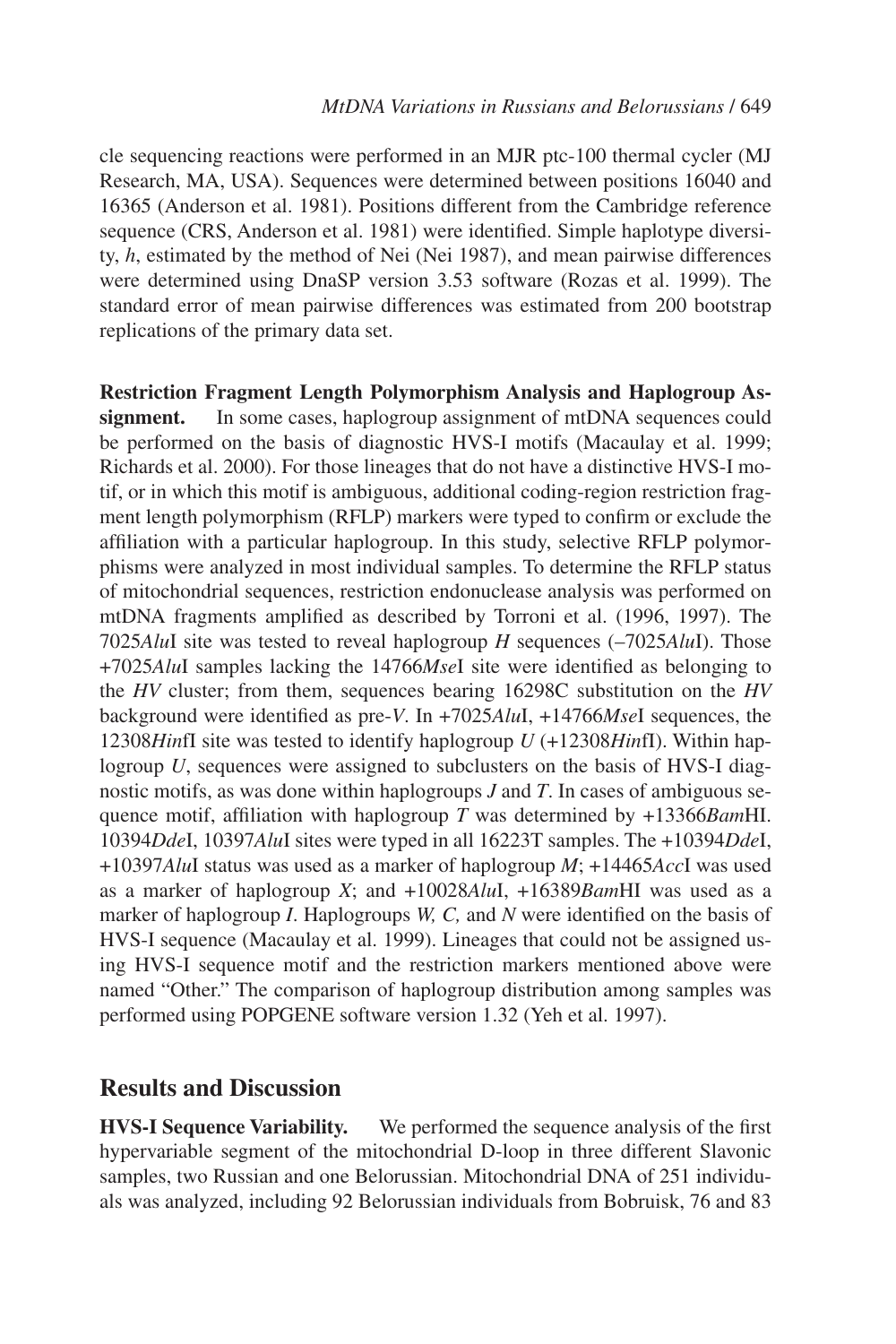cle sequencing reactions were performed in an MJR ptc-100 thermal cycler (MJ Research, MA, USA). Sequences were determined between positions 16040 and 16365 (Anderson et al. 1981). Positions different from the Cambridge reference sequence (CRS, Anderson et al. 1981) were identified. Simple haplotype diversity, *h*, estimated by the method of Nei (Nei 1987), and mean pairwise differences were determined using DnaSP version 3.53 software (Rozas et al. 1999). The standard error of mean pairwise differences was estimated from 200 bootstrap replications of the primary data set.

**Restriction Fragment Length Polymorphism Analysis and Haplogroup Assignment.** In some cases, haplogroup assignment of mtDNA sequences could be performed on the basis of diagnostic HVS-I motifs (Macaulay et al. 1999; Richards et al. 2000). For those lineages that do not have a distinctive HVS-I motif, or in which this motif is ambiguous, additional coding-region restriction fragment length polymorphism (RFLP) markers were typed to confirm or exclude the affiliation with a particular haplogroup. In this study, selective RFLP polymorphisms were analyzed in most individual samples. To determine the RFLP status of mitochondrial sequences, restriction endonuclease analysis was performed on mtDNA fragments amplified as described by Torroni et al. (1996, 1997). The 7025*Alu*I site was tested to reveal haplogroup *H* sequences (–7025*Alu*I). Those +7025*Alu*I samples lacking the 14766*Mse*I site were identified as belonging to the *HV* cluster; from them, sequences bearing 16298C substitution on the *HV* background were identified as pre-*V*. In +7025*Alu*I, +14766*Mse*I sequences, the 12308*Hin*fI site was tested to identify haplogroup *U* (+12308*Hin*fI). Within haplogroup *U*, sequences were assigned to subclusters on the basis of HVS-I diagnostic motifs, as was done within haplogroups *J* and *T*. In cases of ambiguous sequence motif, affiliation with haplogroup *T* was determined by +13366*Bam*HI. 10394*Dde*I, 10397*Alu*I sites were typed in all 16223T samples. The +10394*Dde*I, +10397*Alu*I status was used as a marker of haplogroup *M*; +14465*Acc*I was used as a marker of haplogroup *X*; and +10028*Alu*I, +16389*Bam*HI was used as a marker of haplogroup *I*. Haplogroups *W, C,* and *N* were identified on the basis of HVS-I sequence (Macaulay et al. 1999). Lineages that could not be assigned using HVS-I sequence motif and the restriction markers mentioned above were named "Other." The comparison of haplogroup distribution among samples was performed using POPGENE software version 1.32 (Yeh et al. 1997).

## Results and Discussion

**HVS-I Sequence Variability.** We performed the sequence analysis of the first hypervariable segment of the mitochondrial D-loop in three different Slavonic samples, two Russian and one Belorussian. Mitochondrial DNA of 251 individuals was analyzed, including 92 Belorussian individuals from Bobruisk, 76 and 83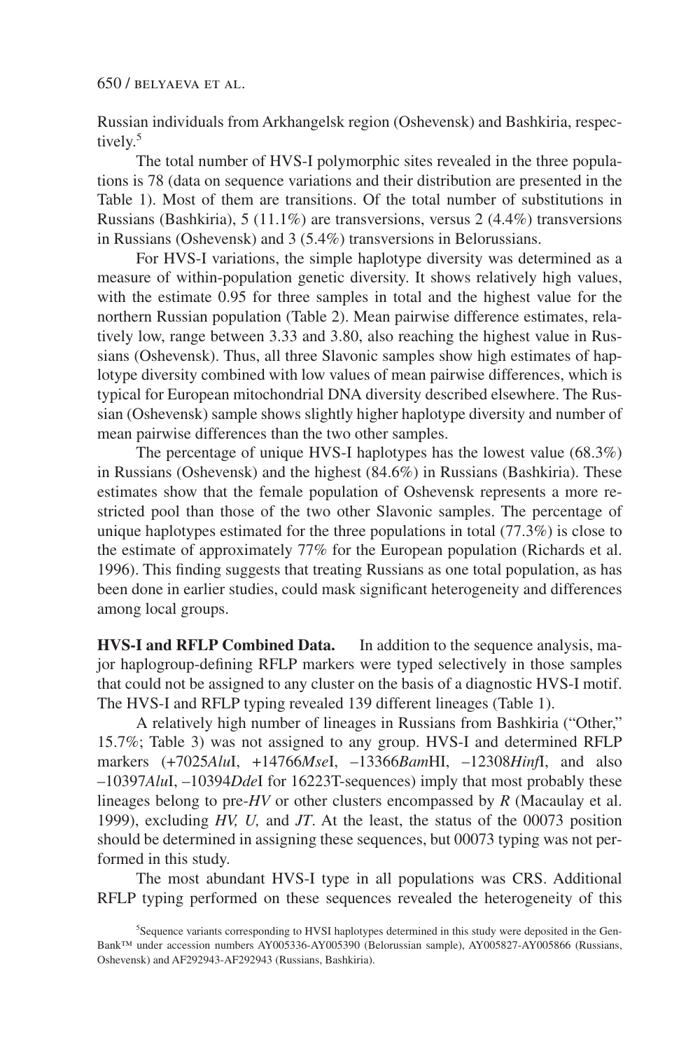Russian individuals from Arkhangelsk region (Oshevensk) and Bashkiria, respectively.[5]

The total number of HVS-I polymorphic sites revealed in the three populations is 78 (data on sequence variations and their distribution are presented in the Table 1). Most of them are transitions. Of the total number of substitutions in Russians (Bashkiria), 5 (11.1%) are transversions, versus 2 (4.4%) transversions in Russians (Oshevensk) and 3 (5.4%) transversions in Belorussians.

For HVS-I variations, the simple haplotype diversity was determined as a measure of within-population genetic diversity. It shows relatively high values, with the estimate 0.95 for three samples in total and the highest value for the northern Russian population (Table 2). Mean pairwise difference estimates, relatively low, range between 3.33 and 3.80, also reaching the highest value in Russians (Oshevensk). Thus, all three Slavonic samples show high estimates of haplotype diversity combined with low values of mean pairwise differences, which is typical for European mitochondrial DNA diversity described elsewhere. The Russian (Oshevensk) sample shows slightly higher haplotype diversity and number of mean pairwise differences than the two other samples.

The percentage of unique HVS-I haplotypes has the lowest value (68.3%) in Russians (Oshevensk) and the highest (84.6%) in Russians (Bashkiria). These estimates show that the female population of Oshevensk represents a more restricted pool than those of the two other Slavonic samples. The percentage of unique haplotypes estimated for the three populations in total (77.3%) is close to the estimate of approximately 77% for the European population (Richards et al. 1996). This finding suggests that treating Russians as one total population, as has been done in earlier studies, could mask significant heterogeneity and differences among local groups.

**HVS-I and RFLP Combined Data.** In addition to the sequence analysis, major haplogroup-defining RFLP markers were typed selectively in those samples that could not be assigned to any cluster on the basis of a diagnostic HVS-I motif. The HVS-I and RFLP typing revealed 139 different lineages (Table 1).

A relatively high number of lineages in Russians from Bashkiria ("Other," 15.7%; Table 3) was not assigned to any group. HVS-I and determined RFLP markers (+7025*Alu*I, +14766*Mse*I, –13366*Bam*HI, –12308*Hinf*I, and also –10397*Alu*I, –10394*Dde*I for 16223T-sequences) imply that most probably these lineages belong to pre-*HV* or other clusters encompassed by *R* (Macaulay et al. 1999), excluding *HV, U,* and *JT*. At the least, the status of the 00073 position should be determined in assigning these sequences, but 00073 typing was not performed in this study.

The most abundant HVS-I type in all populations was CRS. Additional RFLP typing performed on these sequences revealed the heterogeneity of this

[5]Sequence variants corresponding to HVSI haplotypes determined in this study were deposited in the GenBank™ under accession numbers AY005336-AY005390 (Belorussian sample), AY005827-AY005866 (Russians, Oshevensk) and AF292943-AF292943 (Russians, Bashkiria).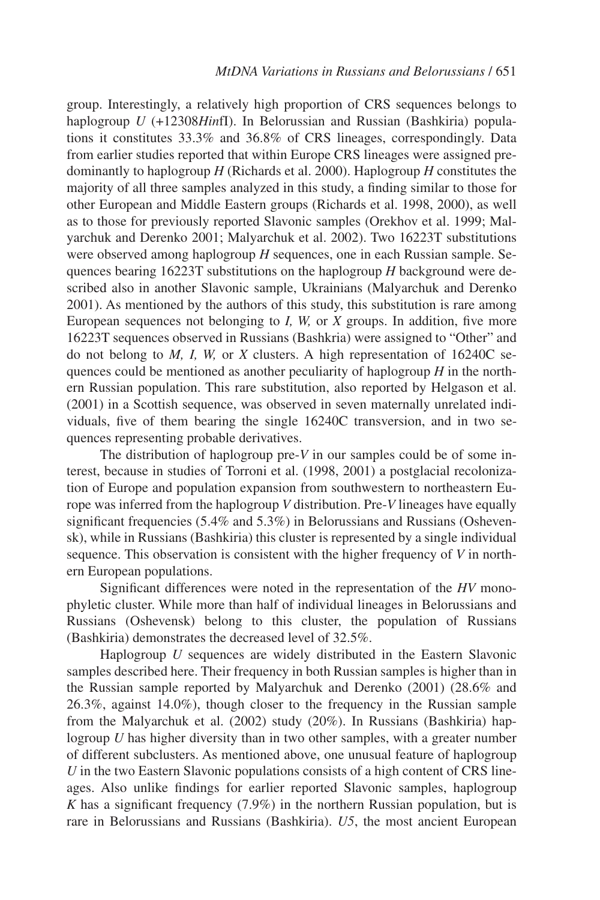group. Interestingly, a relatively high proportion of CRS sequences belongs to haplogroup *U* (+12308*Hin*fI). In Belorussian and Russian (Bashkiria) populations it constitutes 33.3% and 36.8% of CRS lineages, correspondingly. Data from earlier studies reported that within Europe CRS lineages were assigned predominantly to haplogroup *H* (Richards et al. 2000). Haplogroup *H* constitutes the majority of all three samples analyzed in this study, a finding similar to those for other European and Middle Eastern groups (Richards et al. 1998, 2000), as well as to those for previously reported Slavonic samples (Orekhov et al. 1999; Malyarchuk and Derenko 2001; Malyarchuk et al. 2002). Two 16223T substitutions were observed among haplogroup *H* sequences, one in each Russian sample. Sequences bearing 16223T substitutions on the haplogroup *H* background were described also in another Slavonic sample, Ukrainians (Malyarchuk and Derenko 2001). As mentioned by the authors of this study, this substitution is rare among European sequences not belonging to *I, W,* or *X* groups. In addition, five more 16223T sequences observed in Russians (Bashkria) were assigned to "Other" and do not belong to *M, I, W,* or *X* clusters. A high representation of 16240C sequences could be mentioned as another peculiarity of haplogroup *H* in the northern Russian population. This rare substitution, also reported by Helgason et al. (2001) in a Scottish sequence, was observed in seven maternally unrelated individuals, five of them bearing the single 16240C transversion, and in two sequences representing probable derivatives.

The distribution of haplogroup pre-*V* in our samples could be of some interest, because in studies of Torroni et al. (1998, 2001) a postglacial recolonization of Europe and population expansion from southwestern to northeastern Europe was inferred from the haplogroup *V* distribution. Pre-*V* lineages have equally significant frequencies (5.4% and 5.3%) in Belorussians and Russians (Oshevensk), while in Russians (Bashkiria) this cluster is represented by a single individual sequence. This observation is consistent with the higher frequency of *V* in northern European populations.

Significant differences were noted in the representation of the *HV* monophyletic cluster. While more than half of individual lineages in Belorussians and Russians (Oshevensk) belong to this cluster, the population of Russians (Bashkiria) demonstrates the decreased level of 32.5%.

Haplogroup *U* sequences are widely distributed in the Eastern Slavonic samples described here. Their frequency in both Russian samples is higher than in the Russian sample reported by Malyarchuk and Derenko (2001) (28.6% and 26.3%, against 14.0%), though closer to the frequency in the Russian sample from the Malyarchuk et al. (2002) study (20%). In Russians (Bashkiria) haplogroup *U* has higher diversity than in two other samples, with a greater number of different subclusters. As mentioned above, one unusual feature of haplogroup *U* in the two Eastern Slavonic populations consists of a high content of CRS lineages. Also unlike findings for earlier reported Slavonic samples, haplogroup *K* has a significant frequency (7.9%) in the northern Russian population, but is rare in Belorussians and Russians (Bashkiria). *U5*, the most ancient European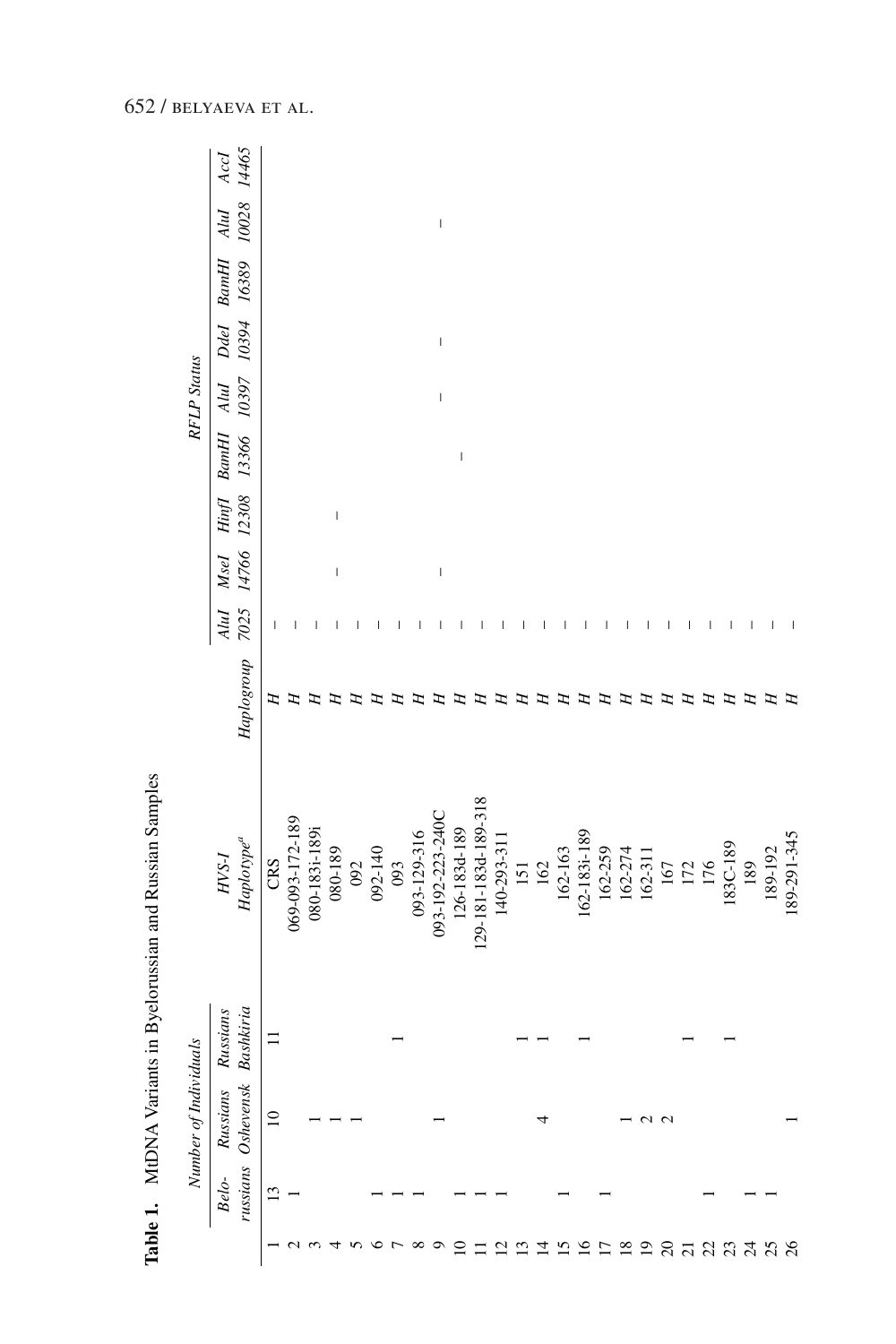**Table 1.** MtDNA Variants in Byelorussian and Russian Samples

| | Number of Individuals | | | | | RFLP Status | | | | | | | | |
|---|---|---|---|---|---|---|---|---|---|---|---|---|---|---|
| | Belo-russians | Russians Oshevensk | Russians Bashkiria | HVS-I Haplotype[a] | Haplogroup | *AluI* 7025 | *MseI* 14766 | *HinfI* 12308 | *BamHI* 13366 | *AluI* 10397 | *DdeI* 10394 | *BamHI* 16389 | *AluI* 10028 | *AccI* 14465 |
| 1 | 13 | 10 | 11 | CRS | *H* | – | | | | | | | | |
| 2 | 1 | | | 069-093-172-189 | *H* | – | | | | | | | | |
| 3 | | 1 | | 080-183i-189i | *H* | – | | | | | | | | |
| 4 | | 1 | | 080-189 | *H* | – | | | | | | | | |
| 5 | | 1 | | 092 | *H* | – | | | | | | | | |
| 6 | 1 | | | 092-140 | *H* | – | – | – | | | | | | |
| 7 | 1 | | 1 | 093 | *H* | – | | | | | | | | |
| 8 | 1 | | | 093-129-316 | *H* | – | | | | | | | | |
| 9 | | 1 | | 093-192-223-240C | *H* | – | | | | | | | | |
| 10 | 1 | | | 126-183d-189 | *H* | – | | | | | | | | |
| 11 | 1 | | | 129-181-183d-189-318 | *H* | – | – | | | – | – | | – | |
| 12 | 1 | | | 140-293-311 | *H* | – | | | – | | | | | |
| 13 | | | 1 | 151 | *H* | – | | | | | | | | |
| 14 | | 4 | 1 | 162 | *H* | – | | | | | | | | |
| 15 | 1 | | | 162-163 | *H* | – | | | | | | | | |
| 16 | | | 1 | 162-183i-189 | *H* | – | | | | | | | | |
| 17 | 1 | | | 162-259 | *H* | – | | | | | | | | |
| 18 | | 1 | | 162-274 | *H* | – | | | | | | | | |
| 19 | | 2 | | 162-311 | *H* | – | | | | | | | | |
| 20 | | 2 | | 167 | *H* | – | | | | | | | | |
| 21 | | | 1 | 172 | *H* | – | | | | | | | | |
| 22 | 1 | | | 176 | *H* | – | | | | | | | | |
| 23 | | | 1 | 183C-189 | *H* | – | | | | | | | | |
| 24 | 1 | | | 189 | *H* | – | | | | | | | | |
| 25 | 1 | | | 189-192 | *H* | – | | | | | | | | |
| 26 | | 1 | | 189-291-345 | *H* | – | | | | | | | | |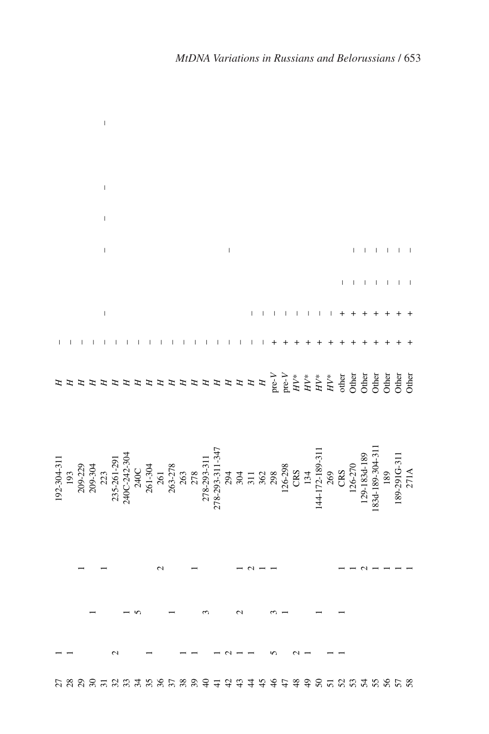| | | | | | | | | | | | | |
|---|---|---|---|---|---|---|---|---|---|---|---|---|
| 27 | 1 | | | 192-304-311 | *H* | – | | | | | | |
| 28 | 1 | | | 193 | *H* | – | | | | | | |
| 29 | | | 1 | 209-229 | *H* | – | | | | | | |
| 30 | | 1 | | 209-304 | *H* | – | | | | | | |
| 31 | | | 1 | 223 | *H* | – | – | | – | – | – | – |
| 32 | 2 | | | 235-261-291 | *H* | – | | | | | | |
| 33 | | 1 | | 240C-242-304 | *H* | – | | | | | | |
| 34 | | 5 | | 240C | *H* | – | | | | | | |
| 35 | 1 | | | 261-304 | *H* | – | | | | | | |
| 36 | | | 2 | 261 | *H* | – | | | | | | |
| 37 | | 1 | | 263-278 | *H* | – | | | | | | |
| 38 | 1 | | | 263 | *H* | – | | | | | | |
| 39 | 1 | | 1 | 278 | *H* | – | | | | | | |
| 40 | | 3 | | 278-293-311 | *H* | – | | | | | | |
| 41 | 1 | | | 278-293-311-347 | *H* | – | | | | | | |
| 42 | 2 | | | 294 | *H* | – | | | – | | | |
| 43 | 1 | 2 | 1 | 304 | *H* | – | | | | | | |
| 44 | 1 | | 2 | 311 | *H* | – | – | | | | | |
| 45 | | | 1 | 362 | *H* | – | – | | | | | |
| 46 | 5 | 3 | 1 | 298 | pre-*V* | + | – | | | | | |
| 47 | | 1 | | 126-298 | pre-*V* | + | – | | | | | |
| 48 | 2 | | | CRS | *HV\** | + | – | | | | | |
| 49 | 1 | | | 134 | *HV\** | + | – | | | | | |
| 50 | | 1 | | 144-172-189-311 | *HV\** | + | – | | | | | |
| 51 | 1 | | | 269 | *HV\** | + | – | | | | | |
| 52 | 1 | 1 | 1 | CRS | other | + | + | – | | | | |
| 53 | | | 1 | 126-270 | Other | + | + | – | – | | | |
| 54 | | | 2 | 129-183d-189 | Other | + | + | – | – | | | |
| 55 | | | 1 | 183d-189-304-311 | Other | + | + | – | – | | | |
| 56 | | | 1 | 189 | Other | + | + | – | – | | | |
| 57 | | | 1 | 189-291G-311 | Other | + | + | – | – | | | |
| 58 | | | 1 | 271A | Other | + | + | – | – | | | |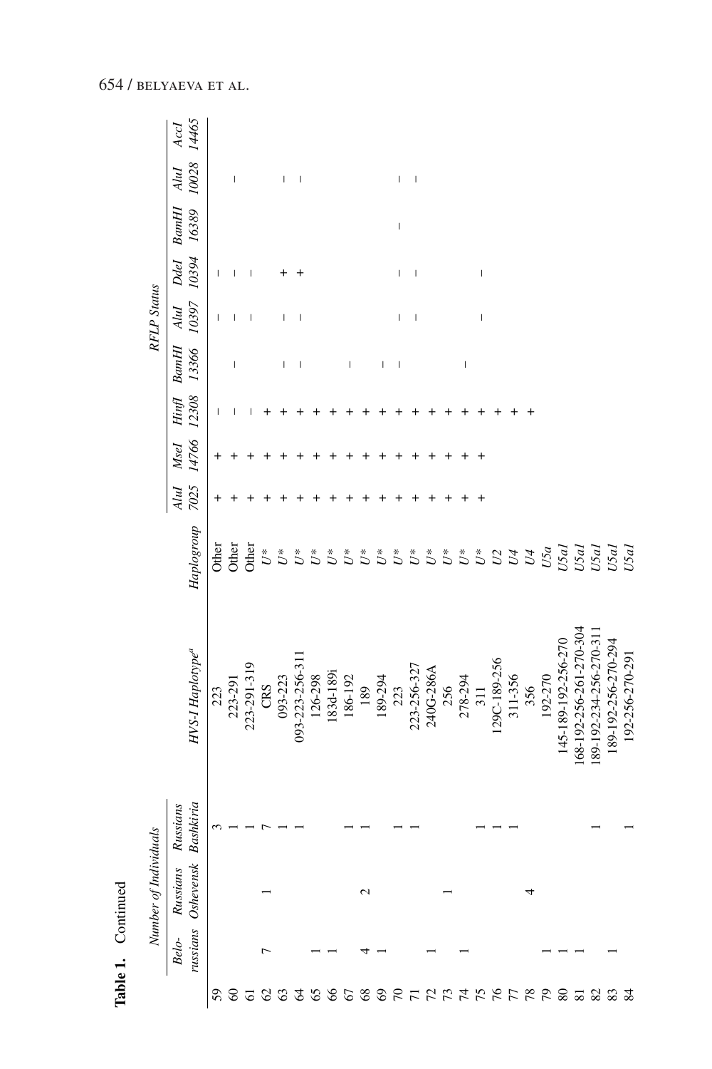**Table 1.** Continued

| | Number of Individuals | | | | | RFLP Status | | | | | | | | |
|---|---|---|---|---|---|---|---|---|---|---|---|---|---|---|
| | *Belo-russians* | *Russians Oshevensk* | *Russians Bashkiria* | *HVS-I Haplotype*[a] | *Haplogroup* | *AluI 7025* | *MseI 14766* | *HinfI 12308* | *BamHI 13366* | *AluI 10397* | *DdeI 10394* | *BamHI 16389* | *AluI 10028* | *AccI 14465* |
| 59 | | | 3 | 223 | Other | + | + | – | | – | – | | | |
| 60 | | | 1 | 223-291 | Other | + | + | – | – | – | – | | – | |
| 61 | | | 1 | 223-291-319 | Other | + | + | – | | – | – | | | |
| 62 | 7 | 1 | 7 | CRS | *U\** | + | + | + | | | | | | |
| 63 | | | 1 | 093-223 | *U\** | + | + | + | – | – | + | | – | |
| 64 | | | 1 | 093-223-256-311 | *U\** | + | + | + | – | – | + | | – | |
| 65 | 1 | | | 126-298 | *U\** | + | + | + | | | | | | |
| 66 | 1 | | | 183d-189i | *U\** | + | + | + | | | | | | |
| 67 | | | 1 | 186-192 | *U\** | + | + | + | – | | | | | |
| 68 | 4 | 2 | 1 | 189 | *U\** | + | + | + | | | | | | |
| 69 | 1 | | | 189-294 | *U\** | + | + | + | – | | | | | |
| 70 | | | 1 | 223 | *U\** | + | + | + | – | – | – | – | – | |
| 71 | | | 1 | 223-256-327 | *U\** | + | + | + | | – | – | | – | |
| 72 | 1 | | | 240G-286A | *U\** | + | + | + | | | | | | |
| 73 | | 1 | | 256 | *U\** | + | + | + | | | | | | |
| 74 | 1 | | | 278-294 | *U\** | + | + | + | – | | | | | |
| 75 | | | 1 | 311 | *U\** | + | + | + | | – | – | | | |
| 76 | | | 1 | 129C-189-256 | *U2* | + | + | + | | | | | | |
| 77 | | | 1 | 311-356 | *U4* | | | + | | | | | | |
| 78 | | 4 | | 356 | *U4* | | | + | | | | | | |
| 79 | 1 | | | 192-270 | *U5a* | | | | | | | | | |
| 80 | 1 | | | 145-189-192-256-270 | *U5a1* | | | | | | | | | |
| 81 | 1 | | | 168-192-256-261-270-304 | *U5a1* | | | | | | | | | |
| 82 | | | 1 | 189-192-234-256-270-311 | *U5a1* | | | | | | | | | |
| 83 | 1 | | | 189-192-256-270-294 | *U5a1* | | | | | | | | | |
| 84 | | | 1 | 192-256-270-291 | *U5a1* | | | | | | | | | |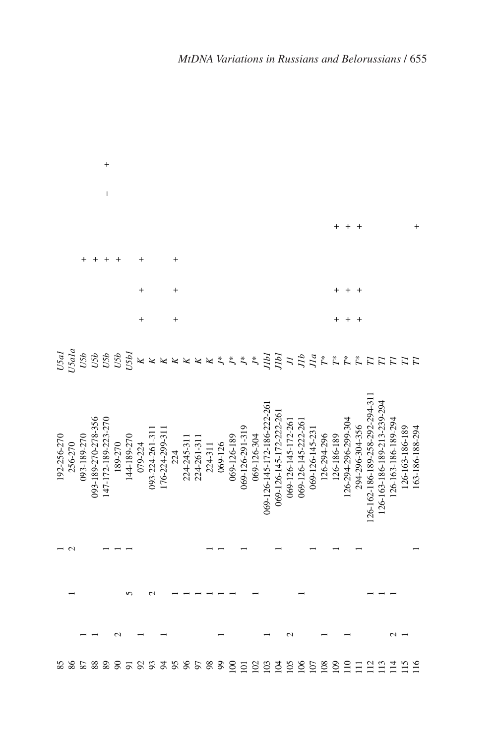| | | | | | | | | | | | |
|---|---|---|---|---|---|---|---|---|---|---|---|
| 85 | | | 1 | 192-256-270 | *U5a1* | | | | | | |
| 86 | | 1 | 2 | 256-270 | *U5a1a* | | | | | | |
| 87 | 1 | | | 093-189-270 | *U5b* | | | + | | | |
| 88 | 1 | | | 093-189-270-278-356 | *U5b* | | | + | | | |
| 89 | | | 1 | 147-172-189-223-270 | *U5b* | | | + | | – | + |
| 90 | 2 | | 1 | 189-270 | *U5b* | | | + | | | |
| 91 | | 5 | 1 | 144-189-270 | *U5b1* | | | | | | |
| 92 | 1 | | | 079-224 | *K* | + | + | + | | | |
| 93 | | 2 | | 093-224-261-311 | *K* | | | | | | |
| 94 | 1 | | | 176-224-299-311 | *K* | | | | | | |
| 95 | | 1 | | 224 | *K* | + | + | + | | | |
| 96 | | 1 | | 224-245-311 | *K* | | | | | | |
| 97 | | 1 | | 224-261-311 | *K* | | | | | | |
| 98 | | 1 | 1 | 224-311 | *K* | | | | | | |
| 99 | 1 | 1 | 1 | 069-126 | *J\** | | | | | | |
| 100 | | 1 | | 069-126-189 | *J\** | | | | | | |
| 101 | | | 1 | 069-126-291-319 | *J\** | | | | | | |
| 102 | | 1 | | 069-126-304 | *J\** | | | | | | |
| 103 | 1 | | | 069-126-145-172-186-222-261 | *J1b1* | | | | | | |
| 104 | | | 1 | 069-126-145-172-222-261 | *J1b1* | | | | | | |
| 105 | 2 | | | 069-126-145-172-261 | *J1* | | | | | | |
| 106 | | 1 | | 069-126-145-222-261 | *J1b* | | | | | | |
| 107 | | | 1 | 069-126-145-231 | *J1a* | | | | | | |
| 108 | 1 | | | 126-294-296 | *T\** | | | | | | |
| 109 | | | 1 | 126-186-189 | *T\** | + | + | | + | | |
| 110 | 1 | | | 126-294-296-299-304 | *T\** | + | + | | + | | |
| 111 | | | 1 | 294-296-304-356 | *T\** | + | + | | + | | |
| 112 | | 1 | | 126-162-186-189-258-292-294-311 | *T1* | | | | | | |
| 113 | | 1 | | 126-163-186-189-213-239-294 | *T1* | | | | | | |
| 114 | 2 | 1 | | 126-163-186-189-294 | *T1* | | | | | | |
| 115 | 1 | | | 126-163-186-189 | *T1* | | | | | | |
| 116 | | | 1 | 163-186-188-294 | *T1* | | | | + | | |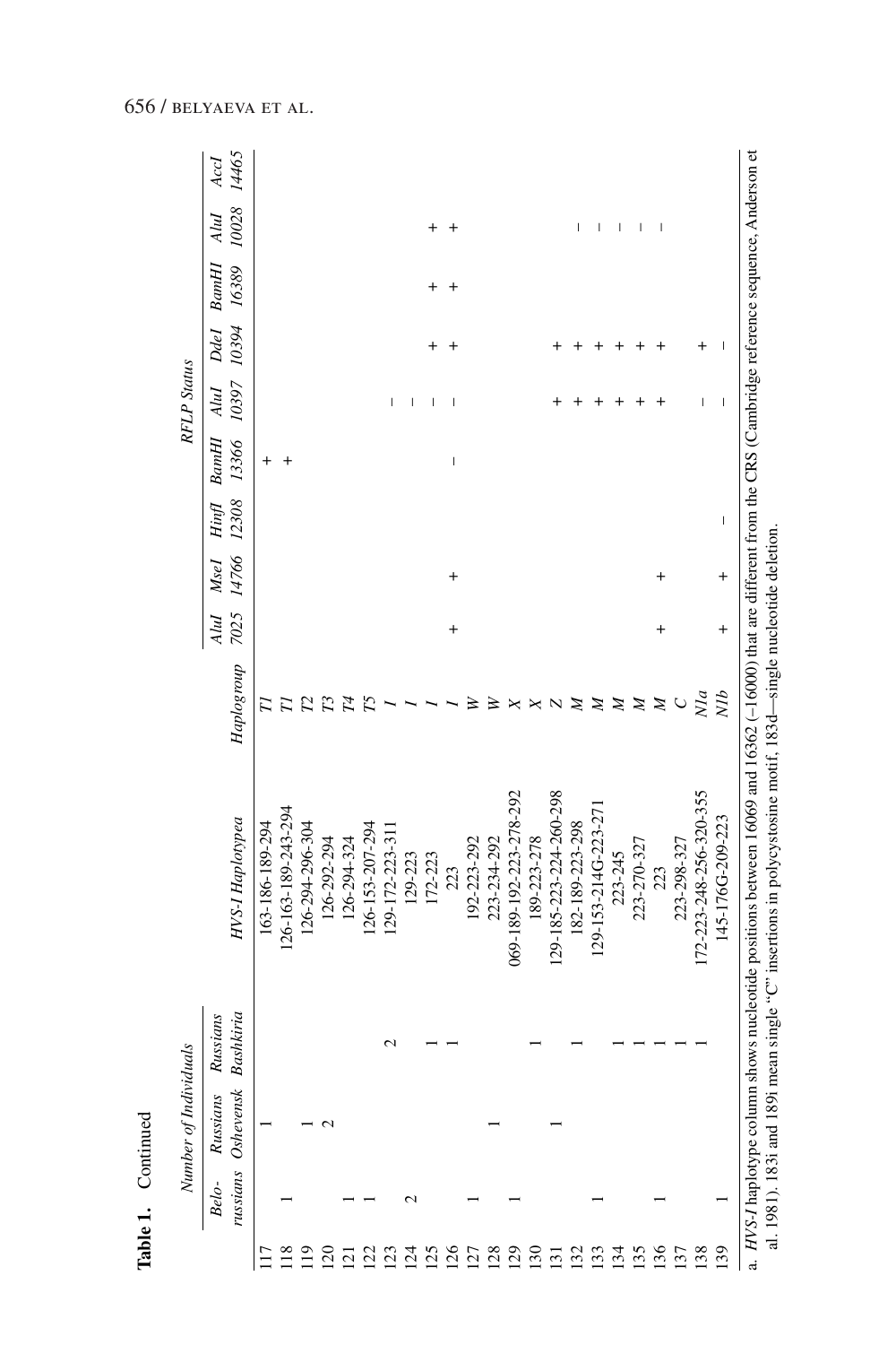**Table 1.** Continued

| | Number of Individuals | | | | | RFLP Status | | | | | | | | |
|---|---|---|---|---|---|---|---|---|---|---|---|---|---|---|
| | *Belo-russians* | *Russians Oshevensk* | *Russians Bashkiria* | *HVS-I Haplotype*[a] | *Haplogroup* | *AluI 7025* | *MseI 14766* | *HinfI 12308* | *BamHI 13366* | *AluI 10397* | *DdeI 10394* | *BamHI 16389* | *AluI 10028* | *AccI 14465* |
| 117 | | 1 | | 163-186-189-294 | *T1* | | | | + | | | | | |
| 118 | 1 | | | 126-163-189-243-294 | *T1* | | | | + | | | | | |
| 119 | | 1 | | 126-294-296-304 | *T2* | | | | | | | | | |
| 120 | | 2 | | 126-292-294 | *T3* | | | | | | | | | |
| 121 | 1 | | | 126-294-324 | *T4* | | | | | | | | | |
| 122 | 1 | | | 126-153-207-294 | *T5* | | | | | | | | | |
| 123 | | | 2 | 129-172-223-311 | *I* | | | | | – | | | | |
| 124 | 2 | | | 129-223 | *I* | | | | | – | | | | |
| 125 | | | 1 | 172-223 | *I* | | | | | – | + | + | + | |
| 126 | | | 1 | 223 | *I* | + | + | | – | – | + | + | + | |
| 127 | 1 | | | 192-223-292 | *W* | | | | | | | | | |
| 128 | | 1 | | 223-234-292 | *W* | | | | | | | | | |
| 129 | 1 | | | 069-189-192-223-278-292 | *X* | | | | | | | | | |
| 130 | | | 1 | 189-223-278 | *X* | | | | | | | | | |
| 131 | | 1 | | 129-185-223-224-260-298 | *Z* | | | | | + | + | | | |
| 132 | | | 1 | 182-189-223-298 | *M* | | | | | + | + | | – | |
| 133 | 1 | | | 129-153-214G-223-271 | *M* | | | | | + | + | | – | |
| 134 | | | 1 | 223-245 | *M* | | | | | + | + | | – | |
| 135 | | | 1 | 223-270-327 | *M* | | | | | + | + | | – | |
| 136 | 1 | | 1 | 223 | *M* | + | + | | | + | + | | – | |
| 137 | | | 1 | 223-298-327 | *C* | | | | | | | | | |
| 138 | | 1 | 1 | 172-223-248-256-320-355 | *N1a* | | | | | – | + | | | |
| 139 | 1 | | | 145-176G-209-223 | *N1b* | + | + | – | | – | – | | | |

a. *HVS-I* haplotype column shows nucleotide positions between 16069 and 16362 (–16000) that are different from the CRS (Cambridge reference sequence, Anderson et al. 1981). 183i and 189i mean single "C" insertions in polycystosine motif, 183d—single nucleotide deletion.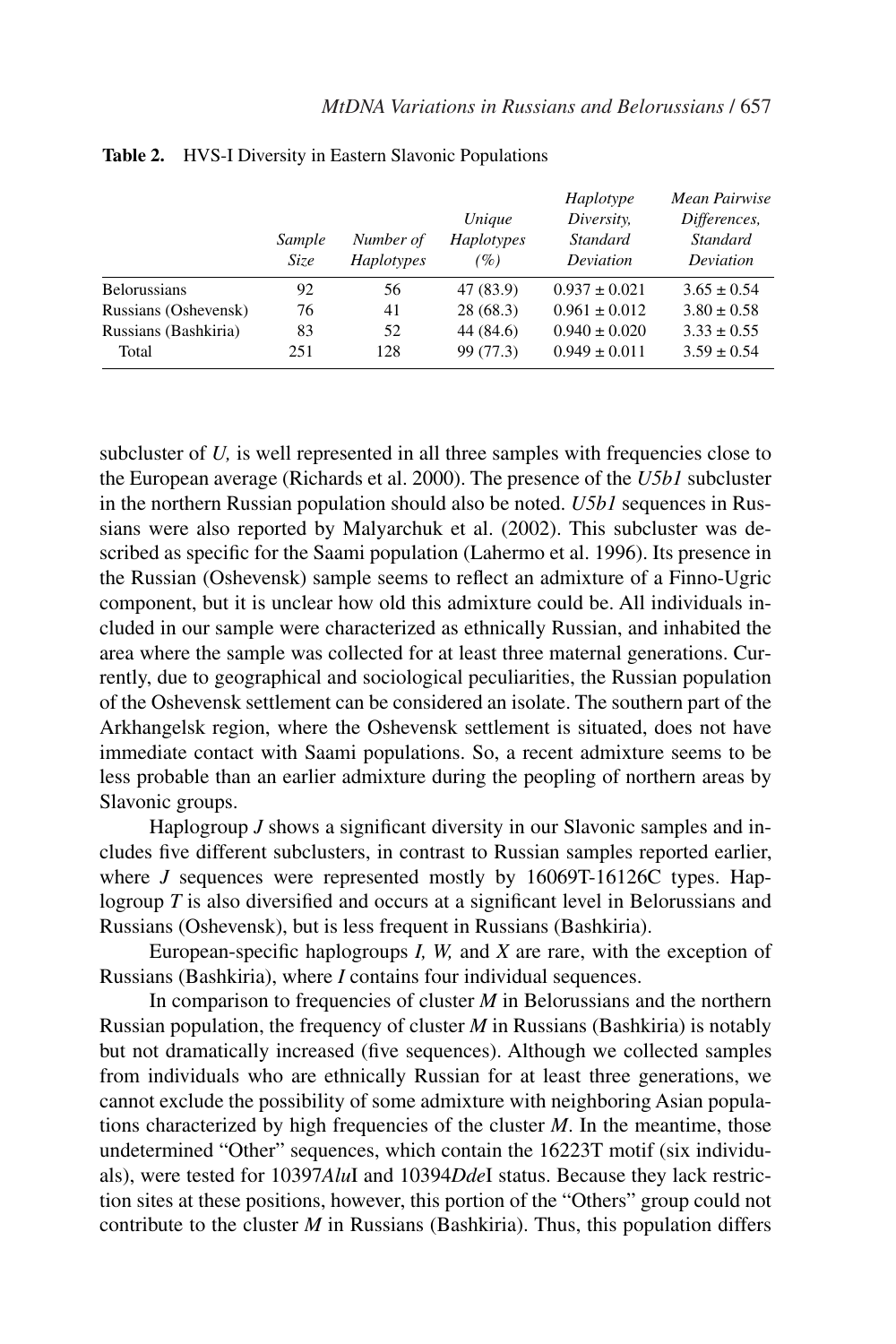**Table 2.** HVS-I Diversity in Eastern Slavonic Populations

| | *Sample Size* | *Number of Haplotypes* | *Unique Haplotypes (%)* | *Haplotype Diversity, Standard Deviation* | *Mean Pairwise Differences, Standard Deviation* |
|---|---|---|---|---|---|
| Belorussians | 92 | 56 | 47 (83.9) | 0.937 ± 0.021 | 3.65 ± 0.54 |
| Russians (Oshevensk) | 76 | 41 | 28 (68.3) | 0.961 ± 0.012 | 3.80 ± 0.58 |
| Russians (Bashkiria) | 83 | 52 | 44 (84.6) | 0.940 ± 0.020 | 3.33 ± 0.55 |
| Total | 251 | 128 | 99 (77.3) | 0.949 ± 0.011 | 3.59 ± 0.54 |

subcluster of *U,* is well represented in all three samples with frequencies close to the European average (Richards et al. 2000). The presence of the *U5b1* subcluster in the northern Russian population should also be noted. *U5b1* sequences in Russians were also reported by Malyarchuk et al. (2002). This subcluster was described as specific for the Saami population (Lahermo et al. 1996). Its presence in the Russian (Oshevensk) sample seems to reflect an admixture of a Finno-Ugric component, but it is unclear how old this admixture could be. All individuals included in our sample were characterized as ethnically Russian, and inhabited the area where the sample was collected for at least three maternal generations. Currently, due to geographical and sociological peculiarities, the Russian population of the Oshevensk settlement can be considered an isolate. The southern part of the Arkhangelsk region, where the Oshevensk settlement is situated, does not have immediate contact with Saami populations. So, a recent admixture seems to be less probable than an earlier admixture during the peopling of northern areas by Slavonic groups.

Haplogroup *J* shows a significant diversity in our Slavonic samples and includes five different subclusters, in contrast to Russian samples reported earlier, where *J* sequences were represented mostly by 16069T-16126C types. Haplogroup *T* is also diversified and occurs at a significant level in Belorussians and Russians (Oshevensk), but is less frequent in Russians (Bashkiria).

European-specific haplogroups *I, W,* and *X* are rare, with the exception of Russians (Bashkiria), where *I* contains four individual sequences.

In comparison to frequencies of cluster *M* in Belorussians and the northern Russian population, the frequency of cluster *M* in Russians (Bashkiria) is notably but not dramatically increased (five sequences). Although we collected samples from individuals who are ethnically Russian for at least three generations, we cannot exclude the possibility of some admixture with neighboring Asian populations characterized by high frequencies of the cluster *M*. In the meantime, those undetermined "Other" sequences, which contain the 16223T motif (six individuals), were tested for 10397*Alu*I and 10394*Dde*I status. Because they lack restriction sites at these positions, however, this portion of the "Others" group could not contribute to the cluster *M* in Russians (Bashkiria). Thus, this population differs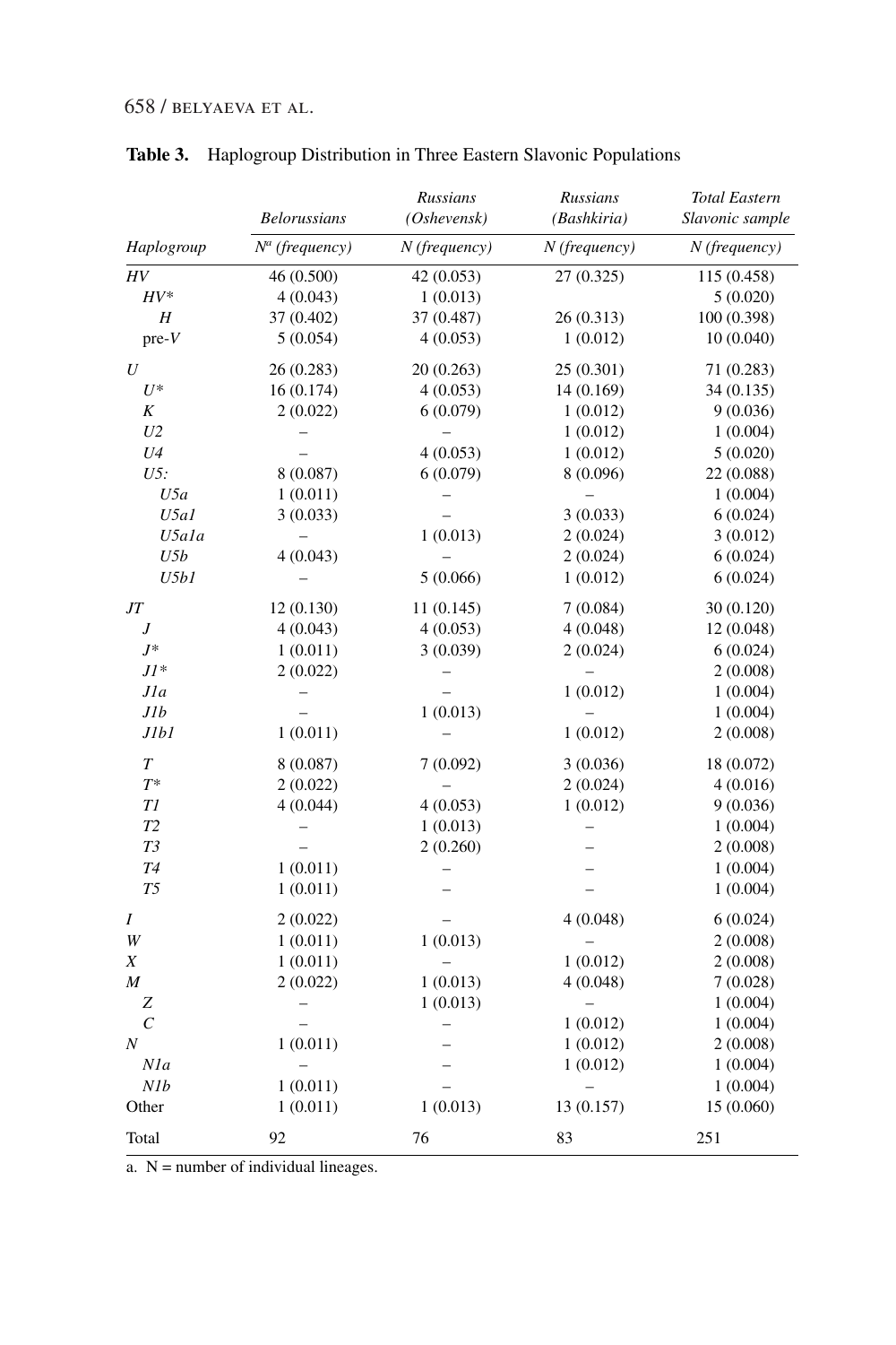**Table 3.** Haplogroup Distribution in Three Eastern Slavonic Populations

| | *Belorussians* | *Russians (Oshevensk)* | *Russians (Bashkiria)* | *Total Eastern Slavonic sample* |
|---|---|---|---|---|
| *Haplogroup* | $N^{a}$ *(frequency)* | *N (frequency)* | *N (frequency)* | *N (frequency)* |
| *HV* | 46 (0.500) | 42 (0.053) | 27 (0.325) | 115 (0.458) |
| *HV\** | 4 (0.043) | 1 (0.013) | | 5 (0.020) |
| *H* | 37 (0.402) | 37 (0.487) | 26 (0.313) | 100 (0.398) |
| pre-*V* | 5 (0.054) | 4 (0.053) | 1 (0.012) | 10 (0.040) |
| *U* | 26 (0.283) | 20 (0.263) | 25 (0.301) | 71 (0.283) |
| *U\** | 16 (0.174) | 4 (0.053) | 14 (0.169) | 34 (0.135) |
| *K* | 2 (0.022) | 6 (0.079) | 1 (0.012) | 9 (0.036) |
| *U2* | – | – | 1 (0.012) | 1 (0.004) |
| *U4* | – | 4 (0.053) | 1 (0.012) | 5 (0.020) |
| *U5:* | 8 (0.087) | 6 (0.079) | 8 (0.096) | 22 (0.088) |
| *U5a* | 1 (0.011) | – | – | 1 (0.004) |
| *U5a1* | 3 (0.033) | – | 3 (0.033) | 6 (0.024) |
| *U5a1a* | – | 1 (0.013) | 2 (0.024) | 3 (0.012) |
| *U5b* | 4 (0.043) | – | 2 (0.024) | 6 (0.024) |
| *U5b1* | – | 5 (0.066) | 1 (0.012) | 6 (0.024) |
| *JT* | 12 (0.130) | 11 (0.145) | 7 (0.084) | 30 (0.120) |
| *J* | 4 (0.043) | 4 (0.053) | 4 (0.048) | 12 (0.048) |
| *J\** | 1 (0.011) | 3 (0.039) | 2 (0.024) | 6 (0.024) |
| *J1\** | 2 (0.022) | – | – | 2 (0.008) |
| *J1a* | – | – | 1 (0.012) | 1 (0.004) |
| *J1b* | – | 1 (0.013) | – | 1 (0.004) |
| *J1b1* | 1 (0.011) | – | 1 (0.012) | 2 (0.008) |
| *T* | 8 (0.087) | 7 (0.092) | 3 (0.036) | 18 (0.072) |
| *T\** | 2 (0.022) | – | 2 (0.024) | 4 (0.016) |
| *T1* | 4 (0.044) | 4 (0.053) | 1 (0.012) | 9 (0.036) |
| *T2* | – | 1 (0.013) | – | 1 (0.004) |
| *T3* | – | 2 (0.260) | – | 2 (0.008) |
| *T4* | 1 (0.011) | – | – | 1 (0.004) |
| *T5* | 1 (0.011) | – | – | 1 (0.004) |
| *I* | 2 (0.022) | – | 4 (0.048) | 6 (0.024) |
| *W* | 1 (0.011) | 1 (0.013) | – | 2 (0.008) |
| *X* | 1 (0.011) | – | 1 (0.012) | 2 (0.008) |
| *M* | 2 (0.022) | 1 (0.013) | 4 (0.048) | 7 (0.028) |
| *Z* | – | 1 (0.013) | – | 1 (0.004) |
| *C* | – | – | 1 (0.012) | 1 (0.004) |
| *N* | 1 (0.011) | – | 1 (0.012) | 2 (0.008) |
| *N1a* | – | – | 1 (0.012) | 1 (0.004) |
| *N1b* | 1 (0.011) | – | – | 1 (0.004) |
| Other | 1 (0.011) | 1 (0.013) | 13 (0.157) | 15 (0.060) |
| Total | 92 | 76 | 83 | 251 |

a. N = number of individual lineages.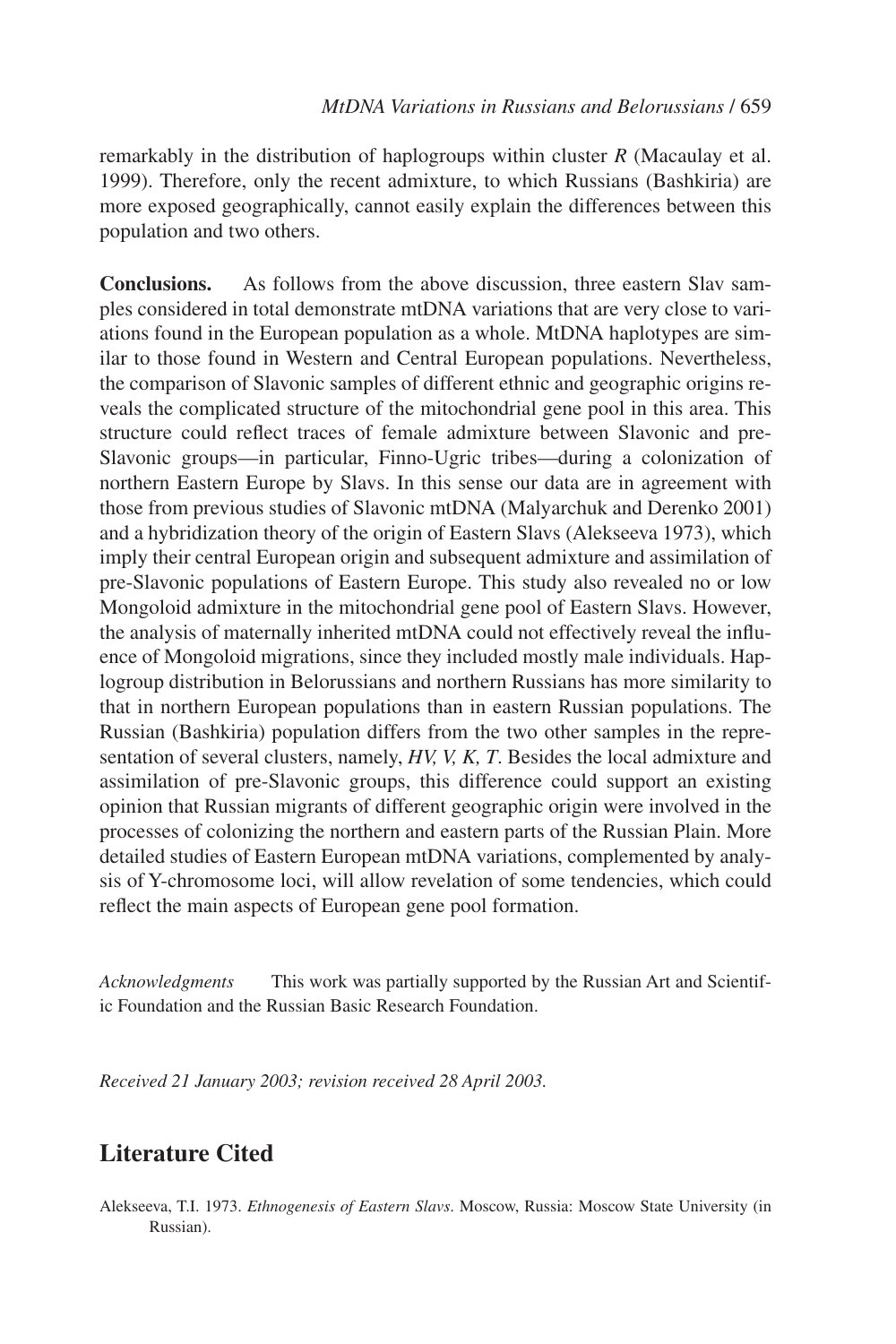remarkably in the distribution of haplogroups within cluster *R* (Macaulay et al. 1999). Therefore, only the recent admixture, to which Russians (Bashkiria) are more exposed geographically, cannot easily explain the differences between this population and two others.

**Conclusions.** As follows from the above discussion, three eastern Slav samples considered in total demonstrate mtDNA variations that are very close to variations found in the European population as a whole. MtDNA haplotypes are similar to those found in Western and Central European populations. Nevertheless, the comparison of Slavonic samples of different ethnic and geographic origins reveals the complicated structure of the mitochondrial gene pool in this area. This structure could reflect traces of female admixture between Slavonic and pre-Slavonic groups—in particular, Finno-Ugric tribes—during a colonization of northern Eastern Europe by Slavs. In this sense our data are in agreement with those from previous studies of Slavonic mtDNA (Malyarchuk and Derenko 2001) and a hybridization theory of the origin of Eastern Slavs (Alekseeva 1973), which imply their central European origin and subsequent admixture and assimilation of pre-Slavonic populations of Eastern Europe. This study also revealed no or low Mongoloid admixture in the mitochondrial gene pool of Eastern Slavs. However, the analysis of maternally inherited mtDNA could not effectively reveal the influence of Mongoloid migrations, since they included mostly male individuals. Haplogroup distribution in Belorussians and northern Russians has more similarity to that in northern European populations than in eastern Russian populations. The Russian (Bashkiria) population differs from the two other samples in the representation of several clusters, namely, *HV, V, K, T*. Besides the local admixture and assimilation of pre-Slavonic groups, this difference could support an existing opinion that Russian migrants of different geographic origin were involved in the processes of colonizing the northern and eastern parts of the Russian Plain. More detailed studies of Eastern European mtDNA variations, complemented by analysis of Y-chromosome loci, will allow revelation of some tendencies, which could reflect the main aspects of European gene pool formation.

*Acknowledgments* This work was partially supported by the Russian Art and Scientific Foundation and the Russian Basic Research Foundation.

*Received 21 January 2003; revision received 28 April 2003.*

## Literature Cited

Alekseeva, T.I. 1973. *Ethnogenesis of Eastern Slavs*. Moscow, Russia: Moscow State University (in Russian).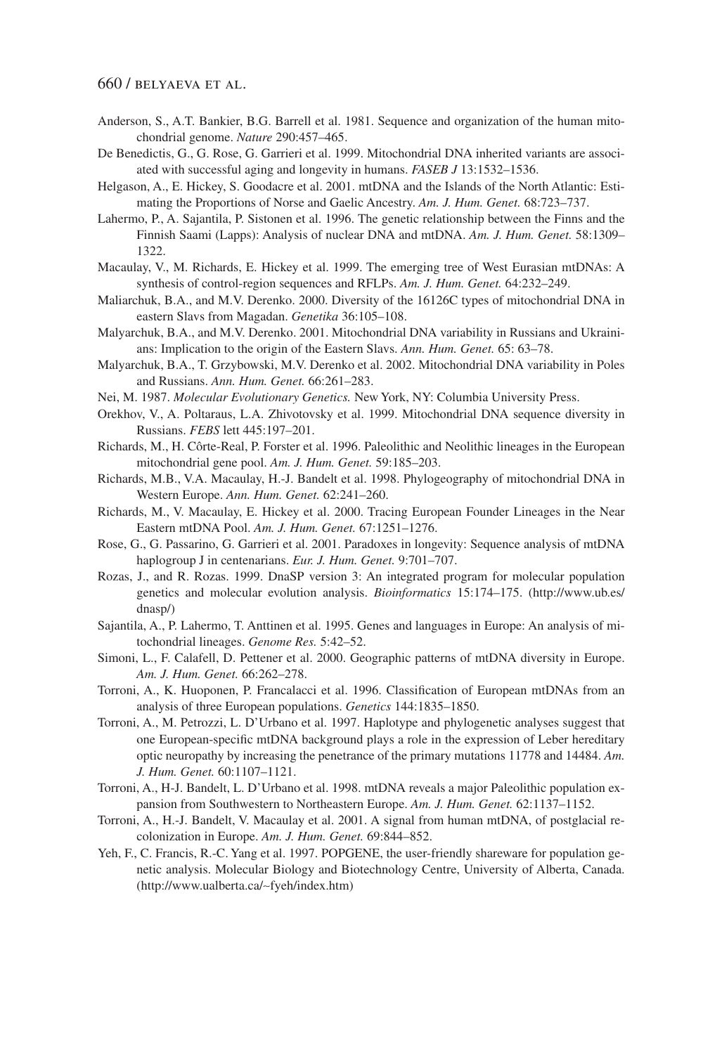Anderson, S., A.T. Bankier, B.G. Barrell et al. 1981. Sequence and organization of the human mitochondrial genome. *Nature* 290:457–465.

De Benedictis, G., G. Rose, G. Garrieri et al. 1999. Mitochondrial DNA inherited variants are associated with successful aging and longevity in humans. *FASEB J* 13:1532–1536.

Helgason, A., E. Hickey, S. Goodacre et al. 2001. mtDNA and the Islands of the North Atlantic: Estimating the Proportions of Norse and Gaelic Ancestry. *Am. J. Hum. Genet.* 68:723–737.

Lahermo, P., A. Sajantila, P. Sistonen et al. 1996. The genetic relationship between the Finns and the Finnish Saami (Lapps): Analysis of nuclear DNA and mtDNA. *Am. J. Hum. Genet.* 58:1309–1322.

Macaulay, V., M. Richards, E. Hickey et al. 1999. The emerging tree of West Eurasian mtDNAs: A synthesis of control-region sequences and RFLPs. *Am. J. Hum. Genet.* 64:232–249.

Maliarchuk, B.A., and M.V. Derenko. 2000. Diversity of the 16126C types of mitochondrial DNA in eastern Slavs from Magadan. *Genetika* 36:105–108.

Malyarchuk, B.A., and M.V. Derenko. 2001. Mitochondrial DNA variability in Russians and Ukrainians: Implication to the origin of the Eastern Slavs. *Ann. Hum. Genet.* 65: 63–78.

Malyarchuk, B.A., T. Grzybowski, M.V. Derenko et al. 2002. Mitochondrial DNA variability in Poles and Russians. *Ann. Hum. Genet.* 66:261–283.

Nei, M. 1987. *Molecular Evolutionary Genetics.* New York, NY: Columbia University Press.

Orekhov, V., A. Poltaraus, L.A. Zhivotovsky et al. 1999. Mitochondrial DNA sequence diversity in Russians. *FEBS* lett 445:197–201.

Richards, M., H. Côrte-Real, P. Forster et al. 1996. Paleolithic and Neolithic lineages in the European mitochondrial gene pool. *Am. J. Hum. Genet.* 59:185–203.

Richards, M.B., V.A. Macaulay, H.-J. Bandelt et al. 1998. Phylogeography of mitochondrial DNA in Western Europe. *Ann. Hum. Genet.* 62:241–260.

Richards, M., V. Macaulay, E. Hickey et al. 2000. Tracing European Founder Lineages in the Near Eastern mtDNA Pool. *Am. J. Hum. Genet.* 67:1251–1276.

Rose, G., G. Passarino, G. Garrieri et al. 2001. Paradoxes in longevity: Sequence analysis of mtDNA haplogroup J in centenarians. *Eur. J. Hum. Genet.* 9:701–707.

Rozas, J., and R. Rozas. 1999. DnaSP version 3: An integrated program for molecular population genetics and molecular evolution analysis. *Bioinformatics* 15:174–175. (http://www.ub.es/dnasp/)

Sajantila, A., P. Lahermo, T. Anttinen et al. 1995. Genes and languages in Europe: An analysis of mitochondrial lineages. *Genome Res.* 5:42–52.

Simoni, L., F. Calafell, D. Pettener et al. 2000. Geographic patterns of mtDNA diversity in Europe. *Am. J. Hum. Genet.* 66:262–278.

Torroni, A., K. Huoponen, P. Francalacci et al. 1996. Classification of European mtDNAs from an analysis of three European populations. *Genetics* 144:1835–1850.

Torroni, A., M. Petrozzi, L. D'Urbano et al. 1997. Haplotype and phylogenetic analyses suggest that one European-specific mtDNA background plays a role in the expression of Leber hereditary optic neuropathy by increasing the penetrance of the primary mutations 11778 and 14484. *Am. J. Hum. Genet.* 60:1107–1121.

Torroni, A., H-J. Bandelt, L. D'Urbano et al. 1998. mtDNA reveals a major Paleolithic population expansion from Southwestern to Northeastern Europe. *Am. J. Hum. Genet.* 62:1137–1152.

Torroni, A., H.-J. Bandelt, V. Macaulay et al. 2001. A signal from human mtDNA, of postglacial recolonization in Europe. *Am. J. Hum. Genet.* 69:844–852.

Yeh, F., C. Francis, R.-C. Yang et al. 1997. POPGENE, the user-friendly shareware for population genetic analysis. Molecular Biology and Biotechnology Centre, University of Alberta, Canada. (http://www.ualberta.ca/~fyeh/index.htm)